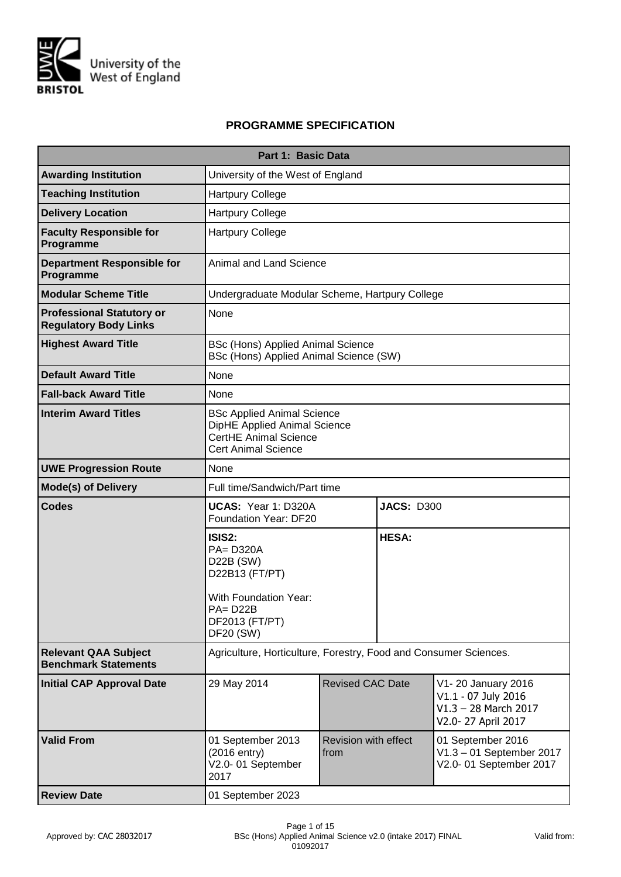University of the West of England

BRISTOL

# PROGRAMME SPECIFICATION

| Part 1: Basic Data | | | |
|---|---|---|---|
| **Awarding Institution** | University of the West of England | | |
| **Teaching Institution** | Hartpury College | | |
| **Delivery Location** | Hartpury College | | |
| **Faculty Responsible for Programme** | Hartpury College | | |
| **Department Responsible for Programme** | Animal and Land Science | | |
| **Modular Scheme Title** | Undergraduate Modular Scheme, Hartpury College | | |
| **Professional Statutory or Regulatory Body Links** | None | | |
| **Highest Award Title** | BSc (Hons) Applied Animal Science<br>BSc (Hons) Applied Animal Science (SW) | | |
| **Default Award Title** | None | | |
| **Fall-back Award Title** | None | | |
| **Interim Award Titles** | BSc Applied Animal Science<br>DipHE Applied Animal Science<br>CertHE Animal Science<br>Cert Animal Science | | |
| **UWE Progression Route** | None | | |
| **Mode(s) of Delivery** | Full time/Sandwich/Part time | | |
| **Codes** | **UCAS:** Year 1: D320A<br>Foundation Year: DF20 | **JACS:** D300 | |
| | **ISIS2:**<br>PA= D320A<br>D22B (SW)<br>D22B13 (FT/PT)<br><br>With Foundation Year:<br>PA= D22B<br>DF2013 (FT/PT)<br>DF20 (SW) | **HESA:** | |
| **Relevant QAA Subject Benchmark Statements** | Agriculture, Horticulture, Forestry, Food and Consumer Sciences. | | |
| **Initial CAP Approval Date** | 29 May 2014 | Revised CAC Date | V1- 20 January 2016<br>V1.1 - 07 July 2016<br>V1.3 – 28 March 2017<br>V2.0- 27 April 2017 |
| **Valid From** | 01 September 2013 (2016 entry)<br>V2.0- 01 September 2017 | Revision with effect from | 01 September 2016<br>V1.3 – 01 September 2017<br>V2.0- 01 September 2017 |
| **Review Date** | 01 September 2023 | | |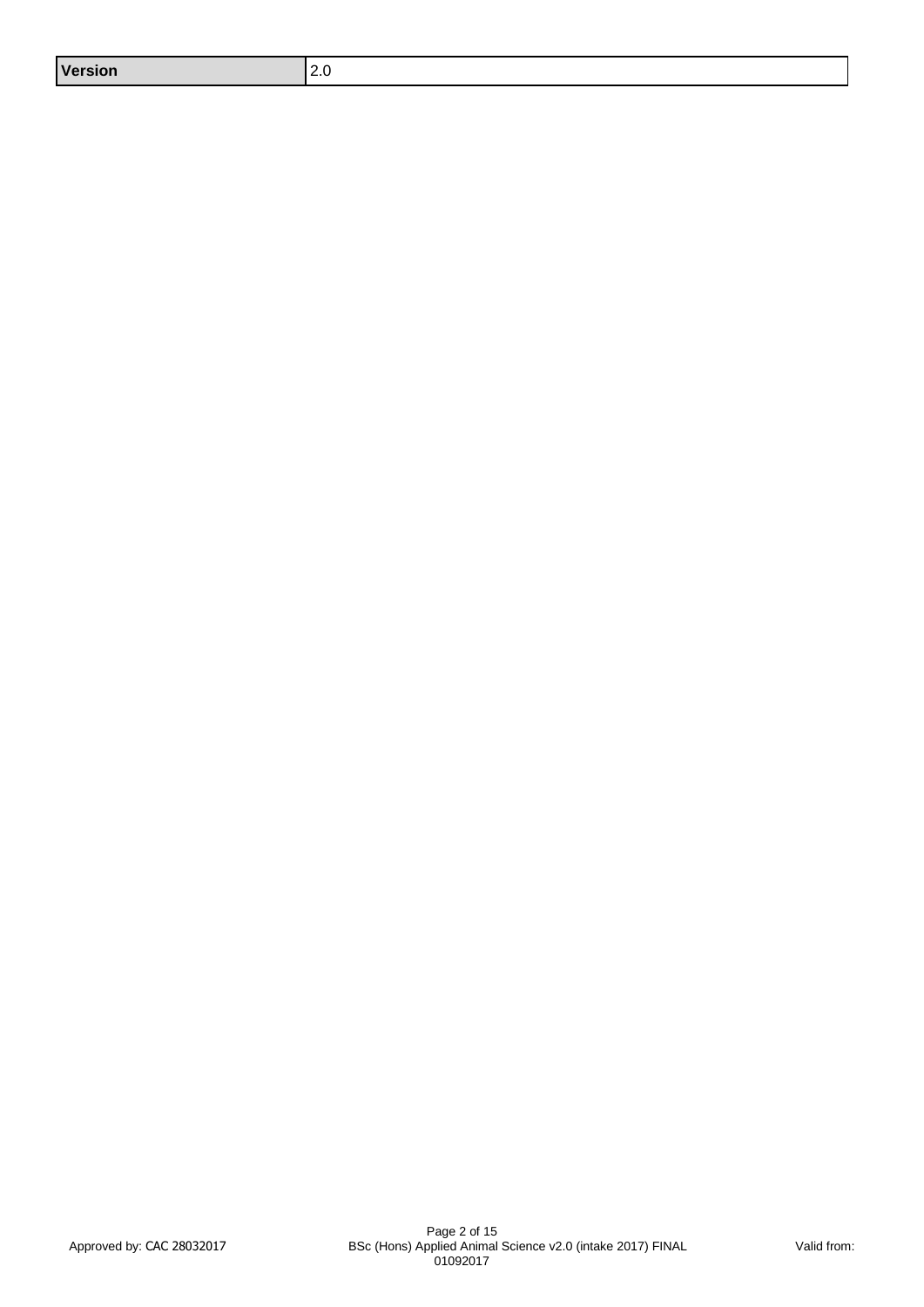| Version | 2.0 |
| --- | --- |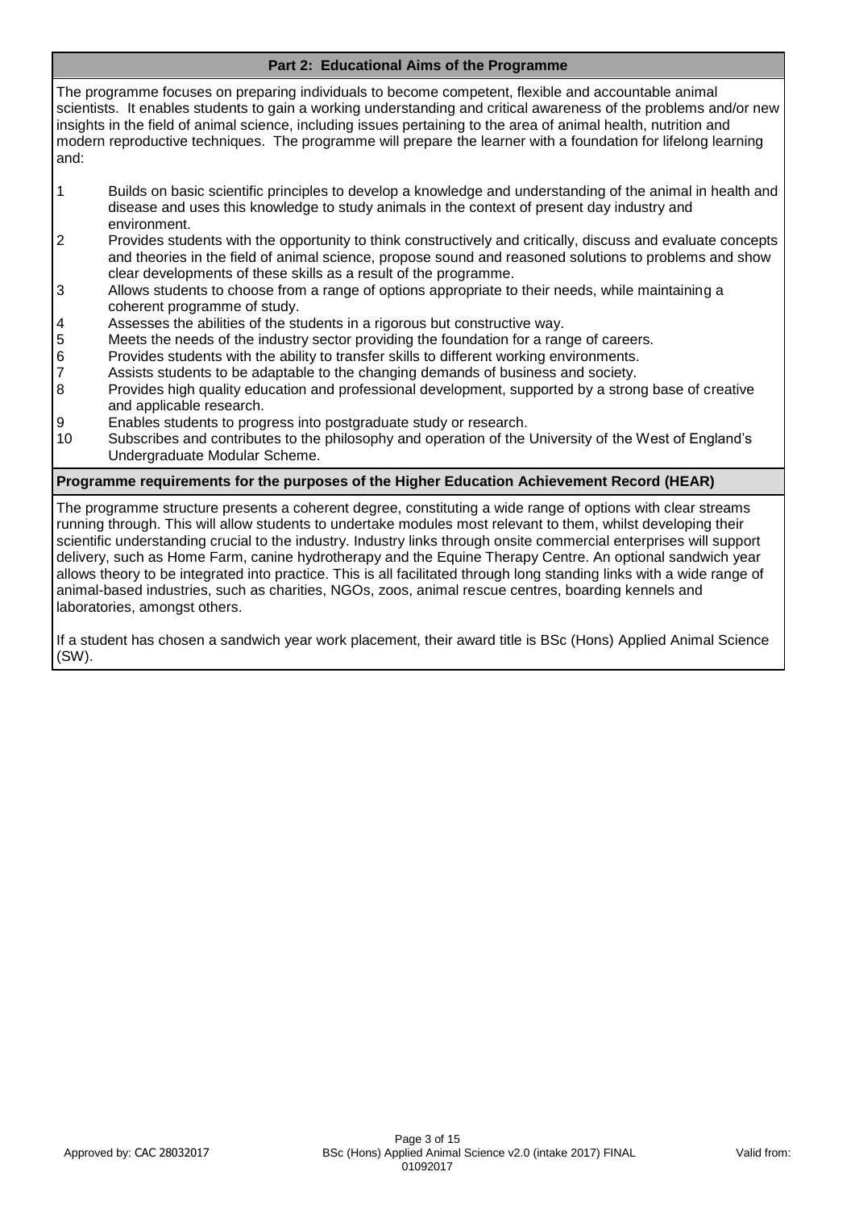## Part 2: Educational Aims of the Programme

The programme focuses on preparing individuals to become competent, flexible and accountable animal scientists. It enables students to gain a working understanding and critical awareness of the problems and/or new insights in the field of animal science, including issues pertaining to the area of animal health, nutrition and modern reproductive techniques. The programme will prepare the learner with a foundation for lifelong learning and:

1. Builds on basic scientific principles to develop a knowledge and understanding of the animal in health and disease and uses this knowledge to study animals in the context of present day industry and environment.
2. Provides students with the opportunity to think constructively and critically, discuss and evaluate concepts and theories in the field of animal science, propose sound and reasoned solutions to problems and show clear developments of these skills as a result of the programme.
3. Allows students to choose from a range of options appropriate to their needs, while maintaining a coherent programme of study.
4. Assesses the abilities of the students in a rigorous but constructive way.
5. Meets the needs of the industry sector providing the foundation for a range of careers.
6. Provides students with the ability to transfer skills to different working environments.
7. Assists students to be adaptable to the changing demands of business and society.
8. Provides high quality education and professional development, supported by a strong base of creative and applicable research.
9. Enables students to progress into postgraduate study or research.
10. Subscribes and contributes to the philosophy and operation of the University of the West of England's Undergraduate Modular Scheme.

### Programme requirements for the purposes of the Higher Education Achievement Record (HEAR)

The programme structure presents a coherent degree, constituting a wide range of options with clear streams running through. This will allow students to undertake modules most relevant to them, whilst developing their scientific understanding crucial to the industry. Industry links through onsite commercial enterprises will support delivery, such as Home Farm, canine hydrotherapy and the Equine Therapy Centre. An optional sandwich year allows theory to be integrated into practice. This is all facilitated through long standing links with a wide range of animal-based industries, such as charities, NGOs, zoos, animal rescue centres, boarding kennels and laboratories, amongst others.

If a student has chosen a sandwich year work placement, their award title is BSc (Hons) Applied Animal Science (SW).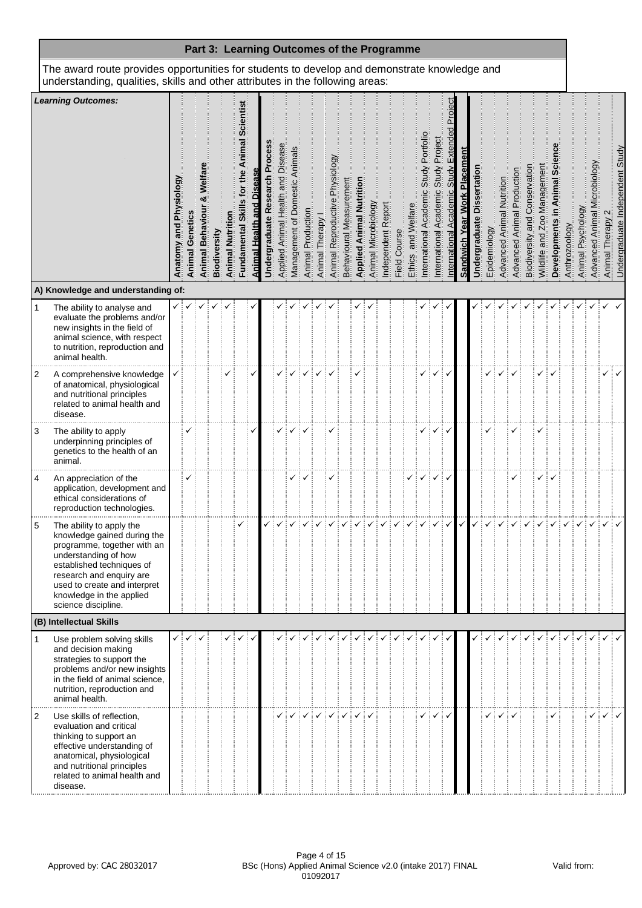## Part 3: Learning Outcomes of the Programme

The award route provides opportunities for students to develop and demonstrate knowledge and understanding, qualities, skills and other attributes in the following areas:

| | *Learning Outcomes:* | **Anatomy and Physiology** | **Animal Genetics** | **Animal Behaviour & Welfare** | **Biodiversity** | **Animal Nutrition** | **Fundamental Skills for the Animal Scientist** | **Animal Health and Disease** | **Undergraduate Research Process** | Applied Animal Health and Disease | Management of Domestic Animals | Animal Production | Animal Therapy I | Animal Reproductive Physiology | Behavioural Measurement | **Applied Animal Nutrition** | Animal Microbiology | Independent Report | Field Course | Ethics and Welfare | International Academic Study Portfolio | International Academic Study Project | International Academic Study Extended Project | **Sandwich Year Work Placement** | **Undergraduate Dissertation** | Epidemiology | Advanced Animal Nutrition | Advanced Animal Production | Biodiversity and Conservation | Wildlife and Zoo Management | **Developments in Animal Science** | Anthrozoology | Animal Psychology | Advanced Animal Microbiology | Animal Therapy 2 | Undergraduate Independent Study |
|---|---|---|---|---|---|---|---|---|---|---|---|---|---|---|---|---|---|---|---|---|---|---|---|---|---|---|---|---|---|---|---|---|---|---|---|---|
| **A) Knowledge and understanding of:** | | | | | | | | | | | | | | | | | | | | | | | | | | | | | | | | | | | | |
| 1 | The ability to analyse and evaluate the problems and/or new insights in the field of animal science, with respect to nutrition, reproduction and animal health. | ✓ | ✓ | ✓ | ✓ | ✓ | | ✓ | | ✓ | ✓ | ✓ | ✓ | ✓ | | ✓ | ✓ | | | | ✓ | ✓ | ✓ | | ✓ | ✓ | ✓ | ✓ | ✓ | ✓ | ✓ | ✓ | ✓ | ✓ | ✓ | ✓ |
| 2 | A comprehensive knowledge of anatomical, physiological and nutritional principles related to animal health and disease. | ✓ | | | | ✓ | | ✓ | | ✓ | ✓ | ✓ | ✓ | ✓ | | ✓ | | | | | ✓ | ✓ | ✓ | | | ✓ | ✓ | ✓ | | ✓ | ✓ | | | | ✓ | ✓ |
| 3 | The ability to apply underpinning principles of genetics to the health of an animal. | | ✓ | | | | | ✓ | | ✓ | ✓ | ✓ | | ✓ | | | | | | | ✓ | ✓ | ✓ | | | ✓ | | ✓ | | ✓ | | | | | | |
| 4 | An appreciation of the application, development and ethical considerations of reproduction technologies. | | ✓ | | | | | | | | ✓ | ✓ | | ✓ | | | | | | ✓ | ✓ | ✓ | ✓ | | | | | ✓ | | ✓ | ✓ | | | | | |
| 5 | The ability to apply the knowledge gained during the programme, together with an understanding of how established techniques of research and enquiry are used to create and interpret knowledge in the applied science discipline. | | | | | | ✓ | | ✓ | ✓ | ✓ | ✓ | ✓ | ✓ | ✓ | ✓ | ✓ | ✓ | ✓ | ✓ | ✓ | ✓ | ✓ | ✓ | ✓ | ✓ | ✓ | ✓ | ✓ | ✓ | ✓ | ✓ | ✓ | ✓ | ✓ | ✓ |
| **(B) Intellectual Skills** | | | | | | | | | | | | | | | | | | | | | | | | | | | | | | | | | | | | |
| 1 | Use problem solving skills and decision making strategies to support the problems and/or new insights in the field of animal science, nutrition, reproduction and animal health. | ✓ | ✓ | ✓ | | ✓ | ✓ | ✓ | | ✓ | ✓ | ✓ | ✓ | ✓ | ✓ | ✓ | ✓ | ✓ | ✓ | ✓ | ✓ | ✓ | ✓ | | ✓ | ✓ | ✓ | ✓ | ✓ | ✓ | ✓ | ✓ | ✓ | ✓ | ✓ | ✓ |
| 2 | Use skills of reflection, evaluation and critical thinking to support an effective understanding of anatomical, physiological and nutritional principles related to animal health and disease. | | | | | | | | | ✓ | ✓ | ✓ | ✓ | ✓ | ✓ | ✓ | ✓ | | | | ✓ | ✓ | ✓ | | | ✓ | ✓ | ✓ | | | ✓ | | | ✓ | ✓ | ✓ |

Approved by: CAC 28032017

BSc (Hons) Applied Animal Science v2.0 (intake 2017) FINAL 01092017

Valid from: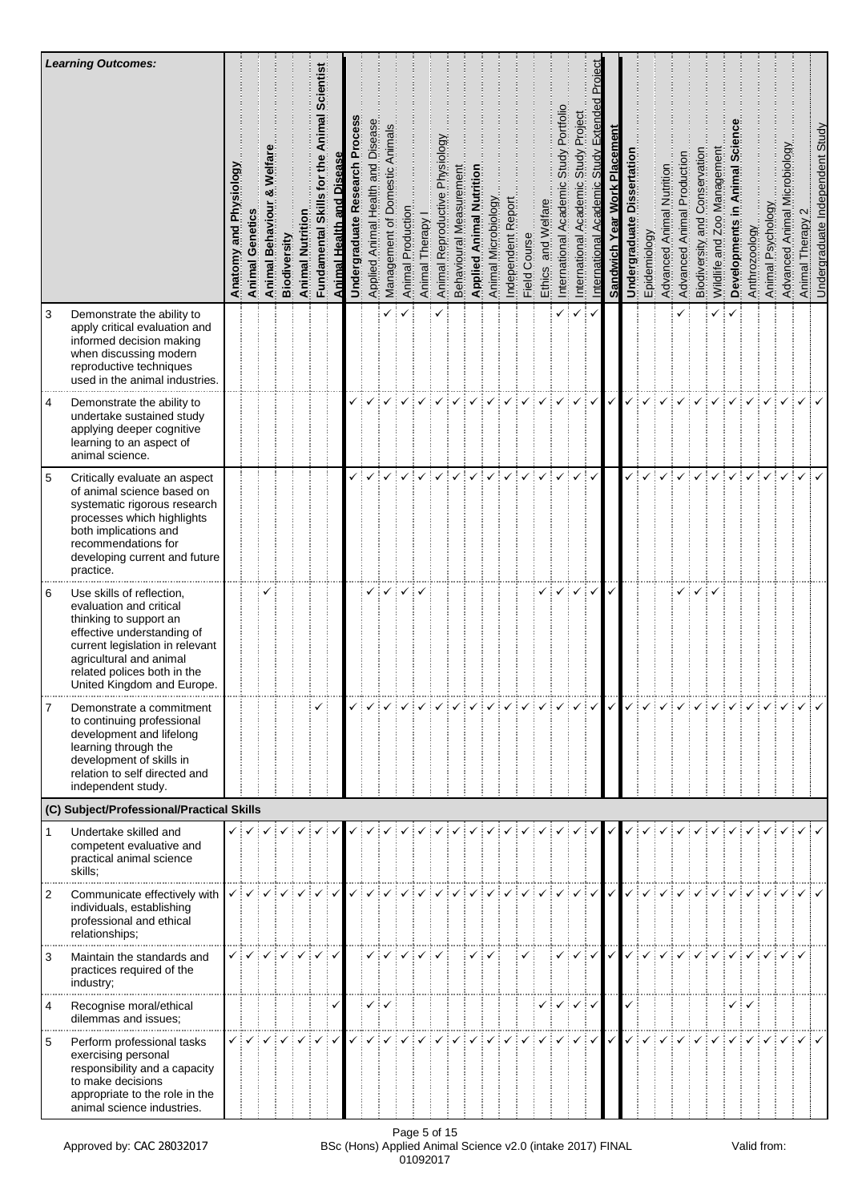| | Learning Outcomes: | Anatomy and Physiology | Animal Genetics | Animal Behaviour & Welfare | Biodiversity | Animal Nutrition | Fundamental Skills for the Animal Scientist | Animal Health and Disease | Undergraduate Research Process | Applied Animal Health and Disease | Management of Domestic Animals | Animal Production | Animal Therapy I | Animal Reproductive Physiology | Behavioural Measurement | Applied Animal Nutrition | Animal Microbiology | Independent Report | Field Course | Ethics and Welfare | International Academic Study Portfolio | International Academic Study Project | International Academic Study Extended Project | Sandwich Year Work Placement | Undergraduate Dissertation | Epidemiology | Advanced Animal Nutrition | Advanced Animal Production | Biodiversity and Conservation | Wildlife and Zoo Management | Developments in Animal Science | Anthrozoology | Animal Psychology | Advanced Animal Microbiology | Animal Therapy 2 | Undergraduate Independent Study |
|---|---|---|---|---|---|---|---|---|---|---|---|---|---|---|---|---|---|---|---|---|---|---|---|---|---|---|---|---|---|---|---|---|---|---|---|---|
| 3 | Demonstrate the ability to apply critical evaluation and informed decision making when discussing modern reproductive techniques used in the animal industries. | | | | | | | | | | ✓ | ✓ | | ✓ | | | | | | | ✓ | ✓ | ✓ | | | | | ✓ | | ✓ | ✓ | | | | | |
| 4 | Demonstrate the ability to undertake sustained study applying deeper cognitive learning to an aspect of animal science. | | | | | | | | ✓ | ✓ | ✓ | ✓ | ✓ | ✓ | ✓ | ✓ | ✓ | ✓ | ✓ | ✓ | ✓ | ✓ | ✓ | ✓ | ✓ | ✓ | ✓ | ✓ | ✓ | ✓ | ✓ | ✓ | ✓ | ✓ | ✓ | ✓ |
| 5 | Critically evaluate an aspect of animal science based on systematic rigorous research processes which highlights both implications and recommendations for developing current and future practice. | | | | | | | | ✓ | ✓ | ✓ | ✓ | ✓ | ✓ | ✓ | ✓ | ✓ | ✓ | ✓ | ✓ | ✓ | ✓ | ✓ | | ✓ | ✓ | ✓ | ✓ | ✓ | ✓ | ✓ | ✓ | ✓ | ✓ | ✓ | ✓ |
| 6 | Use skills of reflection, evaluation and critical thinking to support an effective understanding of current legislation in relevant agricultural and animal related polices both in the United Kingdom and Europe. | | | ✓ | | | | | | ✓ | ✓ | ✓ | ✓ | | | | | | | ✓ | ✓ | ✓ | ✓ | ✓ | | | | ✓ | ✓ | ✓ | | | | | | |
| 7 | Demonstrate a commitment to continuing professional development and lifelong learning through the development of skills in relation to self directed and independent study. | | | | | | ✓ | | ✓ | ✓ | ✓ | ✓ | ✓ | ✓ | ✓ | ✓ | ✓ | ✓ | ✓ | ✓ | ✓ | ✓ | ✓ | ✓ | ✓ | ✓ | ✓ | ✓ | ✓ | ✓ | ✓ | ✓ | ✓ | ✓ | ✓ | ✓ |
| | **(C) Subject/Professional/Practical Skills** | | | | | | | | | | | | | | | | | | | | | | | | | | | | | | | | | | | |
| 1 | Undertake skilled and competent evaluative and practical animal science skills; | ✓ | ✓ | ✓ | ✓ | ✓ | ✓ | ✓ | ✓ | ✓ | ✓ | ✓ | ✓ | ✓ | ✓ | ✓ | ✓ | ✓ | ✓ | ✓ | ✓ | ✓ | ✓ | ✓ | ✓ | ✓ | ✓ | ✓ | ✓ | ✓ | ✓ | ✓ | ✓ | ✓ | ✓ | ✓ |
| 2 | Communicate effectively with individuals, establishing professional and ethical relationships; | ✓ | ✓ | ✓ | ✓ | ✓ | ✓ | ✓ | ✓ | ✓ | ✓ | ✓ | ✓ | ✓ | ✓ | ✓ | ✓ | ✓ | ✓ | ✓ | ✓ | ✓ | ✓ | ✓ | ✓ | ✓ | ✓ | ✓ | ✓ | ✓ | ✓ | ✓ | ✓ | ✓ | ✓ | ✓ |
| 3 | Maintain the standards and practices required of the industry; | ✓ | ✓ | ✓ | ✓ | ✓ | ✓ | ✓ | | ✓ | ✓ | ✓ | ✓ | ✓ | | ✓ | ✓ | | ✓ | | ✓ | ✓ | ✓ | ✓ | ✓ | ✓ | ✓ | ✓ | ✓ | ✓ | ✓ | ✓ | ✓ | ✓ | ✓ | |
| 4 | Recognise moral/ethical dilemmas and issues; | | | | | | | ✓ | | ✓ | ✓ | | | | | | | | | ✓ | ✓ | ✓ | ✓ | | ✓ | | | | | | ✓ | ✓ | | | | |
| 5 | Perform professional tasks exercising personal responsibility and a capacity to make decisions appropriate to the role in the animal science industries. | ✓ | ✓ | ✓ | ✓ | ✓ | ✓ | ✓ | ✓ | ✓ | ✓ | ✓ | ✓ | ✓ | ✓ | ✓ | ✓ | ✓ | ✓ | ✓ | ✓ | ✓ | ✓ | ✓ | ✓ | ✓ | ✓ | ✓ | ✓ | ✓ | ✓ | ✓ | ✓ | ✓ | ✓ | ✓ |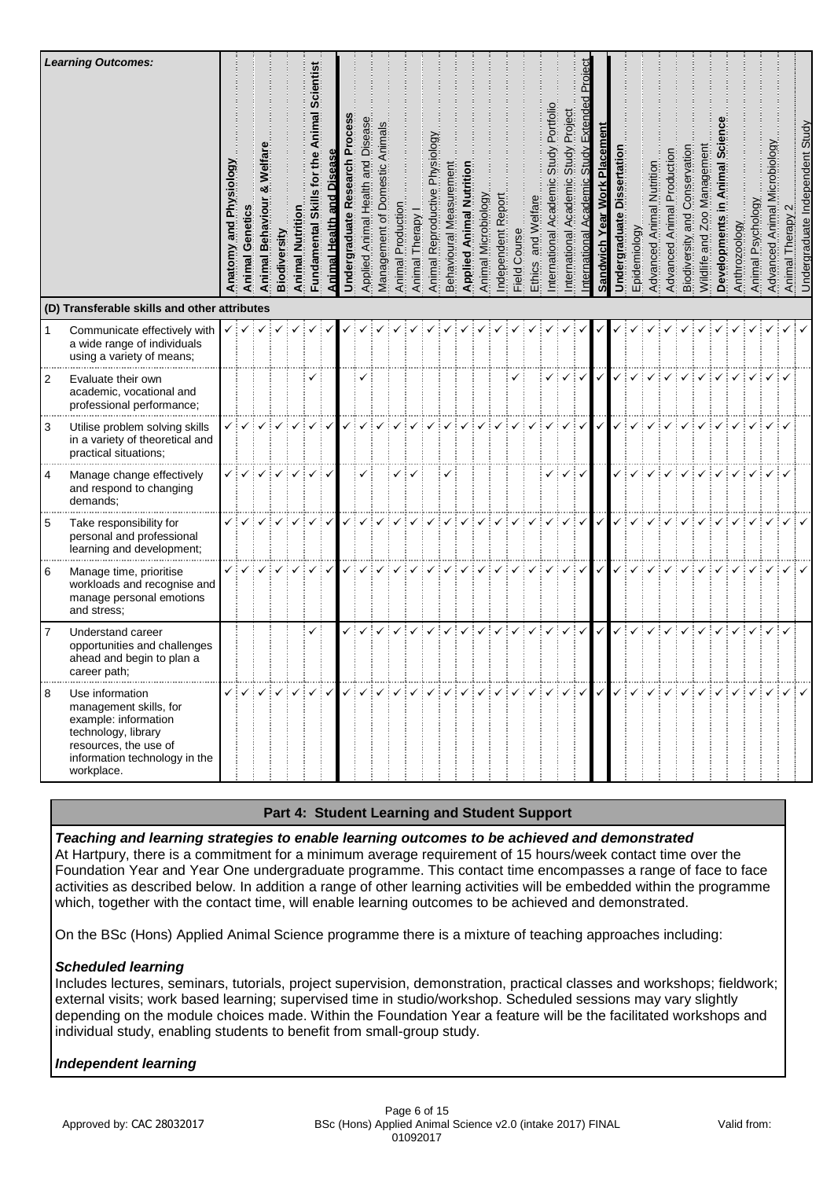| | Learning Outcomes: | Anatomy and Physiology | Animal Genetics | Animal Behaviour & Welfare | Biodiversity | Animal Nutrition | Fundamental Skills for the Animal Scientist | Animal Health and Disease | Undergraduate Research Process | Applied Animal Health and Disease | Management of Domestic Animals | Animal Production | Animal Therapy I | Animal Reproductive Physiology | Behavioural Measurement | Applied Animal Nutrition | Animal Microbiology | Independent Report | Field Course | Ethics and Welfare | International Academic Study Portfolio | International Academic Study Project | International Academic Study Extended Project | Sandwich Year Work Placement | Undergraduate Dissertation | Epidemiology | Advanced Animal Nutrition | Advanced Animal Production | Biodiversity and Conservation | Wildlife and Zoo Management | Developments in Animal Science | Anthrozoology | Animal Psychology | Advanced Animal Microbiology | Animal Therapy 2 | Undergraduate Independent Study |
|---|---|---|---|---|---|---|---|---|---|---|---|---|---|---|---|---|---|---|---|---|---|---|---|---|---|---|---|---|---|---|---|---|---|---|---|---|
| **(D) Transferable skills and other attributes** | | | | | | | | | | | | | | | | | | | | | | | | | | | | | | | | | | | | |
| 1 | Communicate effectively with a wide range of individuals using a variety of means; | ✓ | ✓ | ✓ | ✓ | ✓ | ✓ | ✓ | ✓ | ✓ | ✓ | ✓ | ✓ | ✓ | ✓ | ✓ | ✓ | ✓ | ✓ | ✓ | ✓ | ✓ | ✓ | ✓ | ✓ | ✓ | ✓ | ✓ | ✓ | ✓ | ✓ | ✓ | ✓ | ✓ | ✓ | ✓ |
| 2 | Evaluate their own academic, vocational and professional performance; | | | | | | ✓ | | | ✓ | | | | | | | | | ✓ | | ✓ | ✓ | ✓ | ✓ | ✓ | ✓ | ✓ | ✓ | ✓ | ✓ | ✓ | ✓ | ✓ | ✓ | ✓ | |
| 3 | Utilise problem solving skills in a variety of theoretical and practical situations; | ✓ | ✓ | ✓ | ✓ | ✓ | ✓ | ✓ | ✓ | ✓ | ✓ | ✓ | ✓ | ✓ | ✓ | ✓ | ✓ | ✓ | ✓ | ✓ | ✓ | ✓ | ✓ | ✓ | ✓ | ✓ | ✓ | ✓ | ✓ | ✓ | ✓ | ✓ | ✓ | ✓ | ✓ | |
| 4 | Manage change effectively and respond to changing demands; | ✓ | ✓ | ✓ | ✓ | ✓ | ✓ | ✓ | | ✓ | | ✓ | ✓ | | ✓ | | | | | | ✓ | ✓ | ✓ | | ✓ | ✓ | ✓ | ✓ | ✓ | ✓ | ✓ | ✓ | ✓ | ✓ | ✓ | |
| 5 | Take responsibility for personal and professional learning and development; | ✓ | ✓ | ✓ | ✓ | ✓ | ✓ | ✓ | ✓ | ✓ | ✓ | ✓ | ✓ | ✓ | ✓ | ✓ | ✓ | ✓ | ✓ | ✓ | ✓ | ✓ | ✓ | ✓ | ✓ | ✓ | ✓ | ✓ | ✓ | ✓ | ✓ | ✓ | ✓ | ✓ | ✓ | ✓ |
| 6 | Manage time, prioritise workloads and recognise and manage personal emotions and stress; | ✓ | ✓ | ✓ | ✓ | ✓ | ✓ | ✓ | ✓ | ✓ | ✓ | ✓ | ✓ | ✓ | ✓ | ✓ | ✓ | ✓ | ✓ | ✓ | ✓ | ✓ | ✓ | ✓ | ✓ | ✓ | ✓ | ✓ | ✓ | ✓ | ✓ | ✓ | ✓ | ✓ | ✓ | ✓ |
| 7 | Understand career opportunities and challenges ahead and begin to plan a career path; | | | | | | ✓ | | ✓ | ✓ | ✓ | ✓ | ✓ | ✓ | ✓ | ✓ | ✓ | ✓ | ✓ | ✓ | ✓ | ✓ | ✓ | ✓ | ✓ | ✓ | ✓ | ✓ | ✓ | ✓ | ✓ | ✓ | ✓ | ✓ | ✓ | |
| 8 | Use information management skills, for example: information technology, library resources, the use of information technology in the workplace. | ✓ | ✓ | ✓ | ✓ | ✓ | ✓ | ✓ | ✓ | ✓ | ✓ | ✓ | ✓ | ✓ | ✓ | ✓ | ✓ | ✓ | ✓ | ✓ | ✓ | ✓ | ✓ | ✓ | ✓ | ✓ | ✓ | ✓ | ✓ | ✓ | ✓ | ✓ | ✓ | ✓ | ✓ | ✓ |

## Part 4: Student Learning and Student Support

***Teaching and learning strategies to enable learning outcomes to be achieved and demonstrated***

At Hartpury, there is a commitment for a minimum average requirement of 15 hours/week contact time over the Foundation Year and Year One undergraduate programme. This contact time encompasses a range of face to face activities as described below. In addition a range of other learning activities will be embedded within the programme which, together with the contact time, will enable learning outcomes to be achieved and demonstrated.

On the BSc (Hons) Applied Animal Science programme there is a mixture of teaching approaches including:

***Scheduled learning***

Includes lectures, seminars, tutorials, project supervision, demonstration, practical classes and workshops; fieldwork; external visits; work based learning; supervised time in studio/workshop. Scheduled sessions may vary slightly depending on the module choices made. Within the Foundation Year a feature will be the facilitated workshops and individual study, enabling students to benefit from small-group study.

***Independent learning***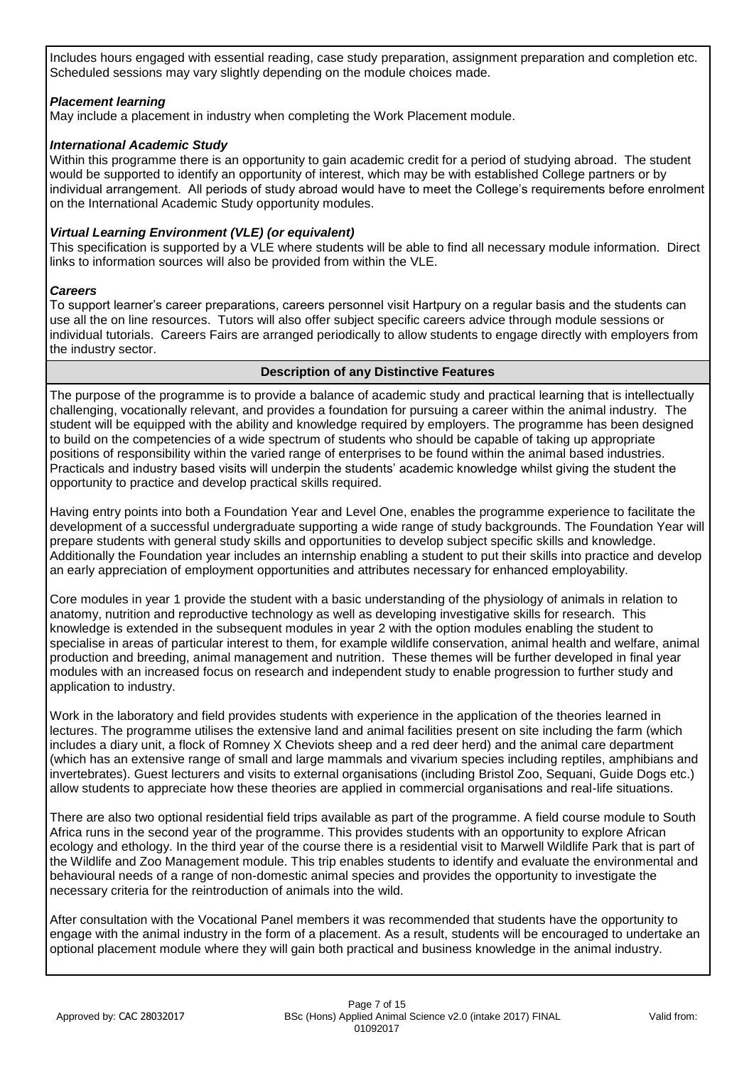Includes hours engaged with essential reading, case study preparation, assignment preparation and completion etc. Scheduled sessions may vary slightly depending on the module choices made.

***Placement learning***

May include a placement in industry when completing the Work Placement module.

***International Academic Study***

Within this programme there is an opportunity to gain academic credit for a period of studying abroad. The student would be supported to identify an opportunity of interest, which may be with established College partners or by individual arrangement. All periods of study abroad would have to meet the College's requirements before enrolment on the International Academic Study opportunity modules.

***Virtual Learning Environment (VLE) (or equivalent)***

This specification is supported by a VLE where students will be able to find all necessary module information. Direct links to information sources will also be provided from within the VLE.

***Careers***

To support learner's career preparations, careers personnel visit Hartpury on a regular basis and the students can use all the on line resources. Tutors will also offer subject specific careers advice through module sessions or individual tutorials. Careers Fairs are arranged periodically to allow students to engage directly with employers from the industry sector.

## Description of any Distinctive Features

The purpose of the programme is to provide a balance of academic study and practical learning that is intellectually challenging, vocationally relevant, and provides a foundation for pursuing a career within the animal industry. The student will be equipped with the ability and knowledge required by employers. The programme has been designed to build on the competencies of a wide spectrum of students who should be capable of taking up appropriate positions of responsibility within the varied range of enterprises to be found within the animal based industries. Practicals and industry based visits will underpin the students' academic knowledge whilst giving the student the opportunity to practice and develop practical skills required.

Having entry points into both a Foundation Year and Level One, enables the programme experience to facilitate the development of a successful undergraduate supporting a wide range of study backgrounds. The Foundation Year will prepare students with general study skills and opportunities to develop subject specific skills and knowledge. Additionally the Foundation year includes an internship enabling a student to put their skills into practice and develop an early appreciation of employment opportunities and attributes necessary for enhanced employability.

Core modules in year 1 provide the student with a basic understanding of the physiology of animals in relation to anatomy, nutrition and reproductive technology as well as developing investigative skills for research. This knowledge is extended in the subsequent modules in year 2 with the option modules enabling the student to specialise in areas of particular interest to them, for example wildlife conservation, animal health and welfare, animal production and breeding, animal management and nutrition. These themes will be further developed in final year modules with an increased focus on research and independent study to enable progression to further study and application to industry.

Work in the laboratory and field provides students with experience in the application of the theories learned in lectures. The programme utilises the extensive land and animal facilities present on site including the farm (which includes a diary unit, a flock of Romney X Cheviots sheep and a red deer herd) and the animal care department (which has an extensive range of small and large mammals and vivarium species including reptiles, amphibians and invertebrates). Guest lecturers and visits to external organisations (including Bristol Zoo, Sequani, Guide Dogs etc.) allow students to appreciate how these theories are applied in commercial organisations and real-life situations.

There are also two optional residential field trips available as part of the programme. A field course module to South Africa runs in the second year of the programme. This provides students with an opportunity to explore African ecology and ethology. In the third year of the course there is a residential visit to Marwell Wildlife Park that is part of the Wildlife and Zoo Management module. This trip enables students to identify and evaluate the environmental and behavioural needs of a range of non-domestic animal species and provides the opportunity to investigate the necessary criteria for the reintroduction of animals into the wild.

After consultation with the Vocational Panel members it was recommended that students have the opportunity to engage with the animal industry in the form of a placement. As a result, students will be encouraged to undertake an optional placement module where they will gain both practical and business knowledge in the animal industry.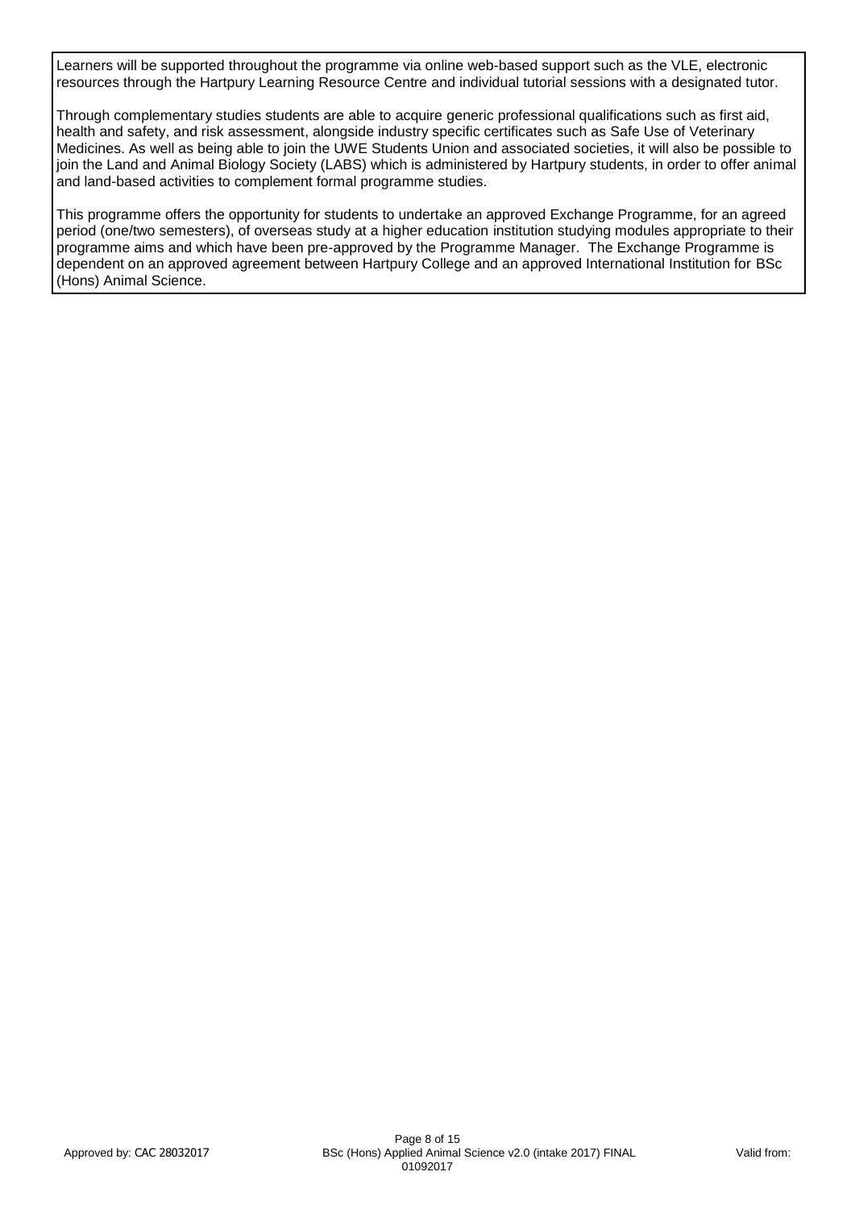Learners will be supported throughout the programme via online web-based support such as the VLE, electronic resources through the Hartpury Learning Resource Centre and individual tutorial sessions with a designated tutor.

Through complementary studies students are able to acquire generic professional qualifications such as first aid, health and safety, and risk assessment, alongside industry specific certificates such as Safe Use of Veterinary Medicines. As well as being able to join the UWE Students Union and associated societies, it will also be possible to join the Land and Animal Biology Society (LABS) which is administered by Hartpury students, in order to offer animal and land-based activities to complement formal programme studies.

This programme offers the opportunity for students to undertake an approved Exchange Programme, for an agreed period (one/two semesters), of overseas study at a higher education institution studying modules appropriate to their programme aims and which have been pre-approved by the Programme Manager. The Exchange Programme is dependent on an approved agreement between Hartpury College and an approved International Institution for BSc (Hons) Animal Science.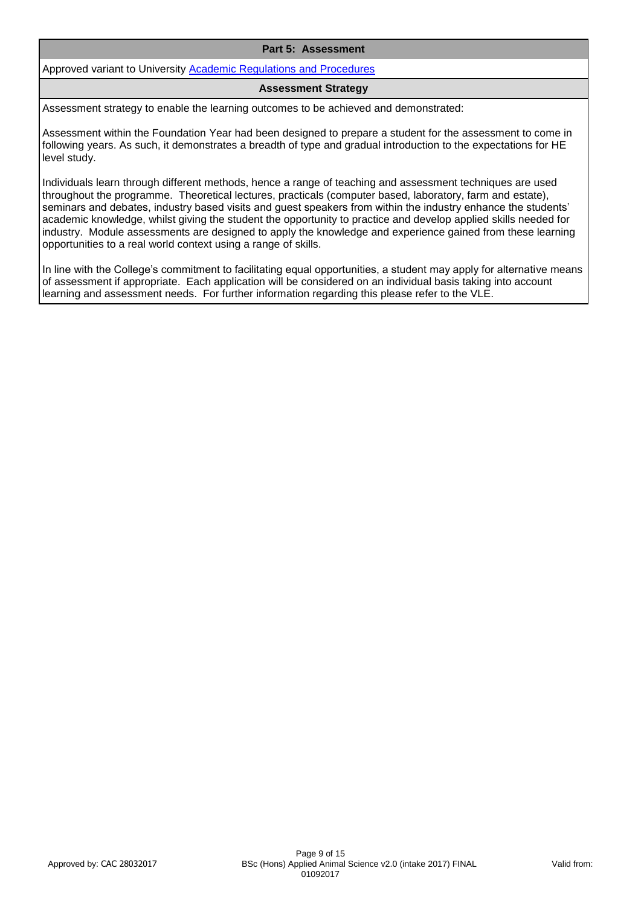## Part 5: Assessment

Approved variant to University [Academic Regulations and Procedures]

### Assessment Strategy

Assessment strategy to enable the learning outcomes to be achieved and demonstrated:

Assessment within the Foundation Year had been designed to prepare a student for the assessment to come in following years. As such, it demonstrates a breadth of type and gradual introduction to the expectations for HE level study.

Individuals learn through different methods, hence a range of teaching and assessment techniques are used throughout the programme. Theoretical lectures, practicals (computer based, laboratory, farm and estate), seminars and debates, industry based visits and guest speakers from within the industry enhance the students' academic knowledge, whilst giving the student the opportunity to practice and develop applied skills needed for industry. Module assessments are designed to apply the knowledge and experience gained from these learning opportunities to a real world context using a range of skills.

In line with the College's commitment to facilitating equal opportunities, a student may apply for alternative means of assessment if appropriate. Each application will be considered on an individual basis taking into account learning and assessment needs. For further information regarding this please refer to the VLE.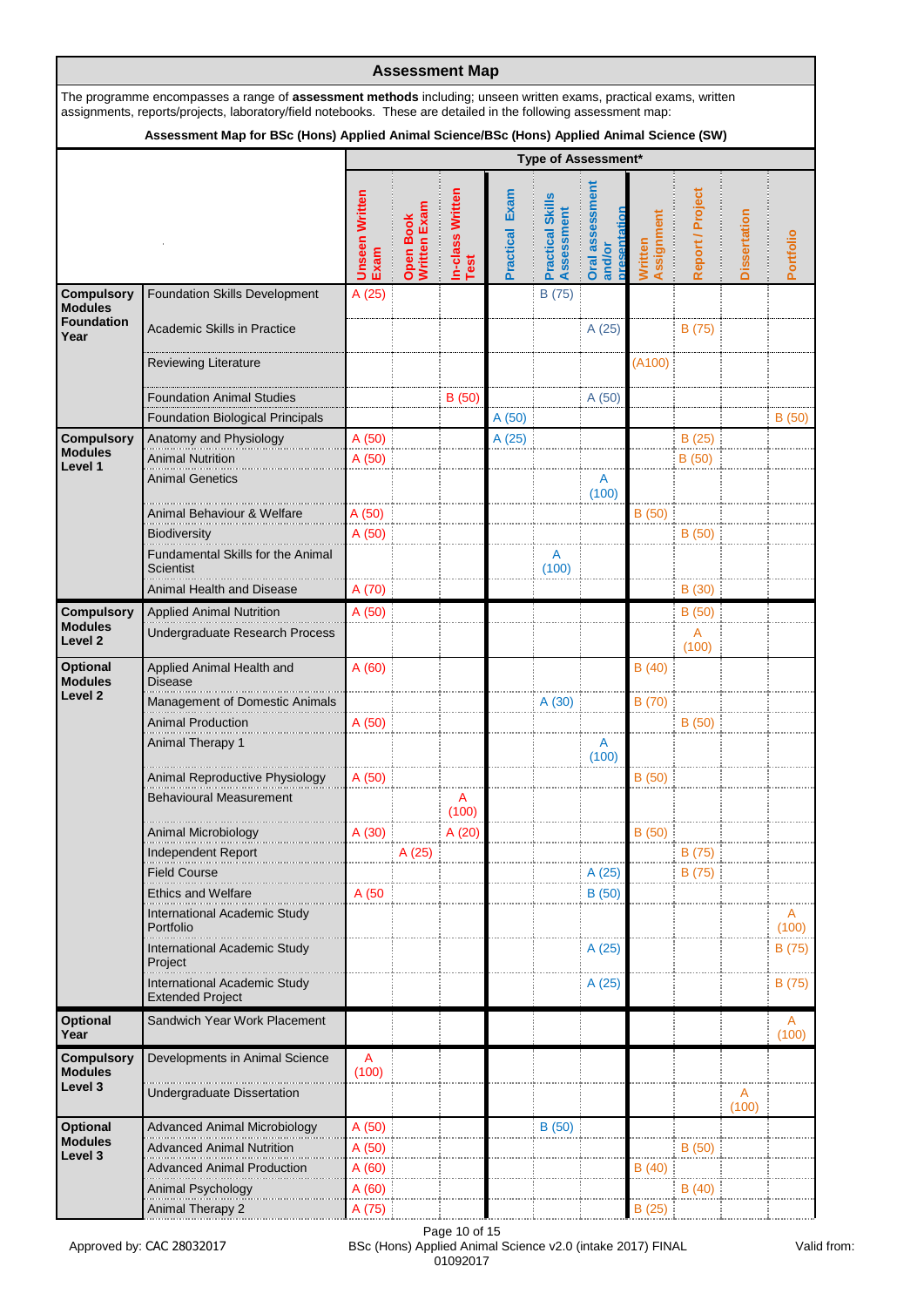## Assessment Map

The programme encompasses a range of **assessment methods** including; unseen written exams, practical exams, written assignments, reports/projects, laboratory/field notebooks. These are detailed in the following assessment map:

**Assessment Map for BSc (Hons) Applied Animal Science/BSc (Hons) Applied Animal Science (SW)**

| | | Type of Assessment* | | | | | | | | | |
|---|---|---|---|---|---|---|---|---|---|---|---|
| | | Unseen Written Exam | Open Book Written Exam | In-class Written Test | Practical Exam | Practical Skills Assessment | Oral assessment and/or presentation | Written Assignment | Report / Project | Dissertation | Portfolio |
| Compulsory Modules Foundation Year | Foundation Skills Development | A (25) | | | | B (75) | | | | | |
| | Academic Skills in Practice | | | | | | A (25) | | B (75) | | |
| | Reviewing Literature | | | | | | | (A100) | | | |
| | Foundation Animal Studies | | | B (50) | | | A (50) | | | | |
| | Foundation Biological Principals | | | | A (50) | | | | | | B (50) |
| Compulsory Modules Level 1 | Anatomy and Physiology | A (50) | | | A (25) | | | | B (25) | | |
| | Animal Nutrition | A (50) | | | | | | | B (50) | | |
| | Animal Genetics | | | | | | A (100) | | | | |
| | Animal Behaviour & Welfare | A (50) | | | | | | B (50) | | | |
| | Biodiversity | A (50) | | | | | | | B (50) | | |
| | Fundamental Skills for the Animal Scientist | | | | | A (100) | | | | | |
| | Animal Health and Disease | A (70) | | | | | | | B (30) | | |
| Compulsory Modules Level 2 | Applied Animal Nutrition | A (50) | | | | | | | B (50) | | |
| | Undergraduate Research Process | | | | | | | | A (100) | | |
| Optional Modules Level 2 | Applied Animal Health and Disease | A (60) | | | | | | B (40) | | | |
| | Management of Domestic Animals | | | | | A (30) | | B (70) | | | |
| | Animal Production | A (50) | | | | | | | B (50) | | |
| | Animal Therapy 1 | | | | | | A (100) | | | | |
| | Animal Reproductive Physiology | A (50) | | | | | | B (50) | | | |
| | Behavioural Measurement | | | A (100) | | | | | | | |
| | Animal Microbiology | A (30) | | A (20) | | | | B (50) | | | |
| | Independent Report | | A (25) | | | | | | B (75) | | |
| | Field Course | | | | | | A (25) | | B (75) | | |
| | Ethics and Welfare | A (50 | | | | | B (50) | | | | |
| | International Academic Study Portfolio | | | | | | | | | | A (100) |
| | International Academic Study Project | | | | | | A (25) | | | | B (75) |
| | International Academic Study Extended Project | | | | | | A (25) | | | | B (75) |
| Optional Year | Sandwich Year Work Placement | | | | | | | | | | A (100) |
| Compulsory Modules Level 3 | Developments in Animal Science | A (100) | | | | | | | | | |
| | Undergraduate Dissertation | | | | | | | | | A (100) | |
| Optional Modules Level 3 | Advanced Animal Microbiology | A (50) | | | | B (50) | | | | | |
| | Advanced Animal Nutrition | A (50) | | | | | | | B (50) | | |
| | Advanced Animal Production | A (60) | | | | | | B (40) | | | |
| | Animal Psychology | A (60) | | | | | | | B (40) | | |
| | Animal Therapy 2 | A (75) | | | | | | B (25) | | | |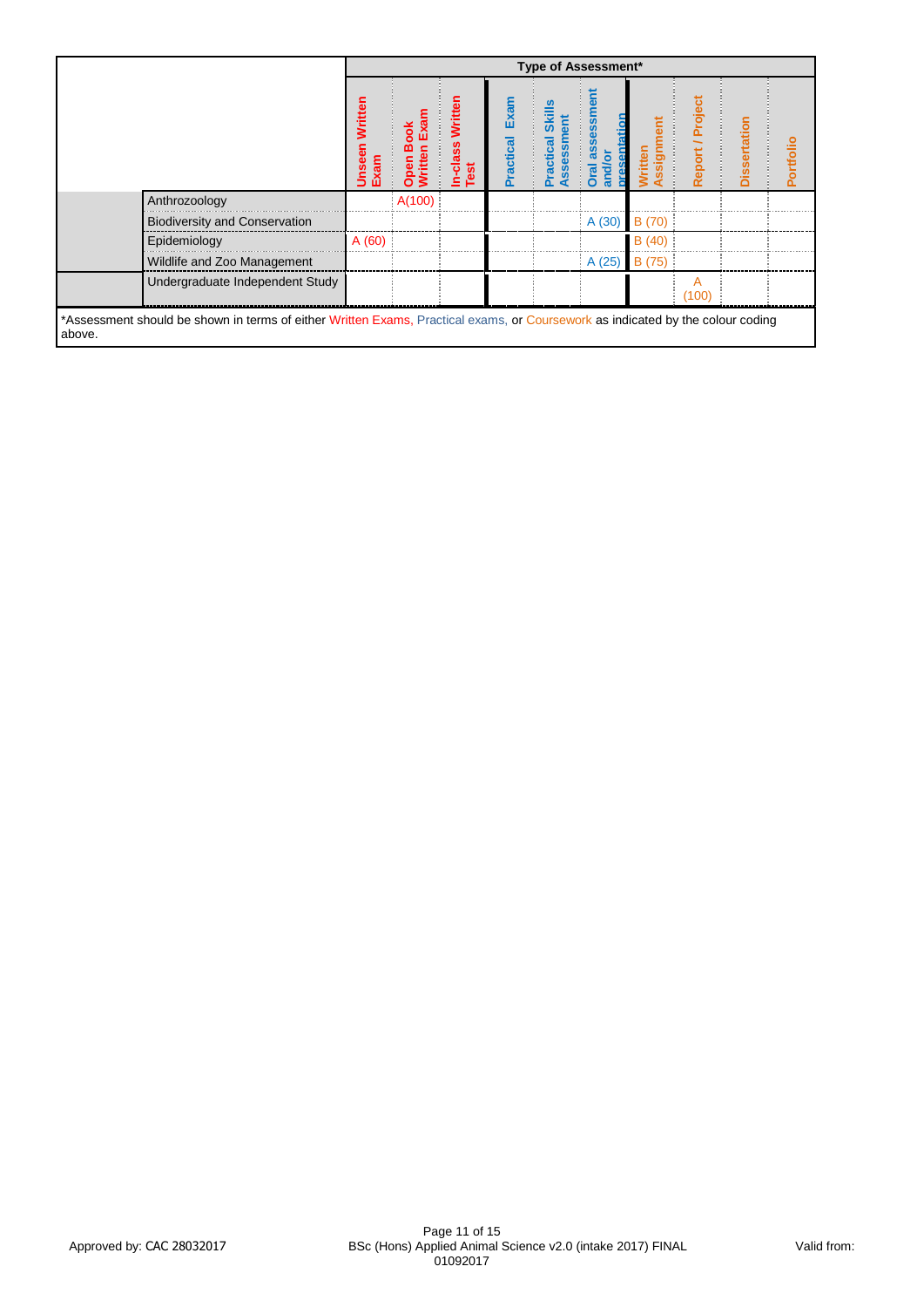| | | Type of Assessment* | | | | | | | | | |
|---|---|---|---|---|---|---|---|---|---|---|---|
| | | Unseen Written Exam | Open Book Written Exam | In-class Written Test | Practical Exam | Practical Skills Assessment | Oral assessment and/or presentation | Written Assignment | Report / Project | Dissertation | Portfolio |
| | Anthrozoology | | A(100) | | | | | | | | |
| | Biodiversity and Conservation | | | | | | A (30) | B (70) | | | |
| | Epidemiology | A (60) | | | | | | B (40) | | | |
| | Wildlife and Zoo Management | | | | | | A (25) | B (75) | | | |
| | Undergraduate Independent Study | | | | | | | | A (100) | | |

*Assessment should be shown in terms of either Written Exams, Practical exams, or Coursework as indicated by the colour coding above.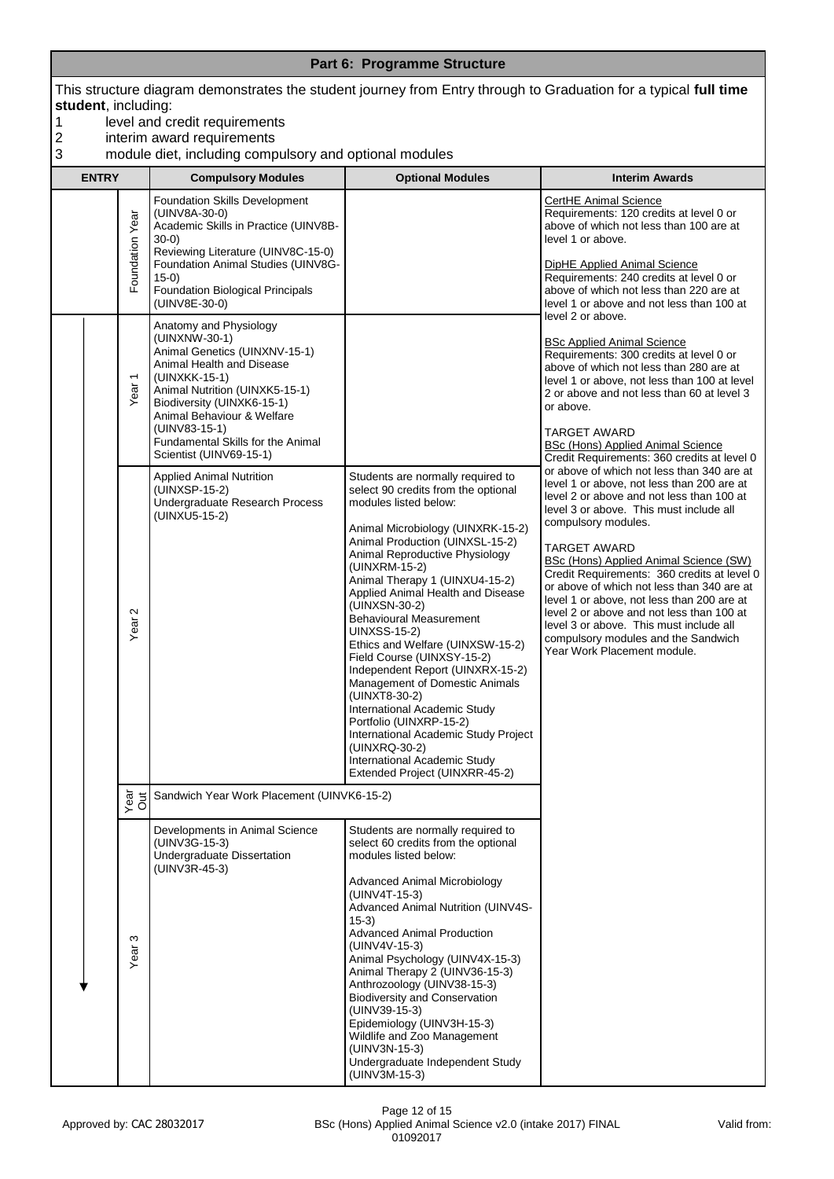## Part 6: Programme Structure

This structure diagram demonstrates the student journey from Entry through to Graduation for a typical **full time student**, including:

1. level and credit requirements
2. interim award requirements
3. module diet, including compulsory and optional modules

| ENTRY | | Compulsory Modules | Optional Modules | Interim Awards |
|---|---|---|---|---|
| | Foundation Year | Foundation Skills Development (UINV8A-30-0)<br>Academic Skills in Practice (UINV8B-30-0)<br>Reviewing Literature (UINV8C-15-0)<br>Foundation Animal Studies (UINV8G-15-0)<br>Foundation Biological Principals (UINV8E-30-0) | | <u>CertHE Animal Science</u><br>Requirements: 120 credits at level 0 or above of which not less than 100 are at level 1 or above.<br><br><u>DipHE Applied Animal Science</u><br>Requirements: 240 credits at level 0 or above of which not less than 220 are at level 1 or above and not less than 100 at level 2 or above.<br><br><u>BSc Applied Animal Science</u><br>Requirements: 300 credits at level 0 or above of which not less than 280 are at level 1 or above, not less than 100 at level 2 or above and not less than 60 at level 3 or above.<br><br>TARGET AWARD<br><u>BSc (Hons) Applied Animal Science</u><br>Credit Requirements: 360 credits at level 0 or above of which not less than 340 are at level 1 or above, not less than 200 are at level 2 or above and not less than 100 at level 3 or above. This must include all compulsory modules.<br><br>TARGET AWARD<br><u>BSc (Hons) Applied Animal Science (SW)</u><br>Credit Requirements: 360 credits at level 0 or above of which not less than 340 are at level 1 or above, not less than 200 are at level 2 or above and not less than 100 at level 3 or above. This must include all compulsory modules and the Sandwich Year Work Placement module. |
| | Year 1 | Anatomy and Physiology (UINXNW-30-1)<br>Animal Genetics (UINXNV-15-1)<br>Animal Health and Disease (UINXKK-15-1)<br>Animal Nutrition (UINXK5-15-1)<br>Biodiversity (UINXK6-15-1)<br>Animal Behaviour & Welfare (UINV83-15-1)<br>Fundamental Skills for the Animal Scientist (UINV69-15-1) | | |
| | Year 2 | Applied Animal Nutrition (UINXSP-15-2)<br>Undergraduate Research Process (UINXU5-15-2) | Students are normally required to select 90 credits from the optional modules listed below:<br><br>Animal Microbiology (UINXRK-15-2)<br>Animal Production (UINXSL-15-2)<br>Animal Reproductive Physiology (UINXRM-15-2)<br>Animal Therapy 1 (UINXU4-15-2)<br>Applied Animal Health and Disease (UINXSN-30-2)<br>Behavioural Measurement UINXSS-15-2)<br>Ethics and Welfare (UINXSW-15-2)<br>Field Course (UINXSY-15-2)<br>Independent Report (UINXRX-15-2)<br>Management of Domestic Animals (UINXT8-30-2)<br>International Academic Study Portfolio (UINXRP-15-2)<br>International Academic Study Project (UINXRQ-30-2)<br>International Academic Study Extended Project (UINXRR-45-2) | |
| | Year Out | Sandwich Year Work Placement (UINVK6-15-2) | | |
| | Year 3 | Developments in Animal Science (UINV3G-15-3)<br>Undergraduate Dissertation (UINV3R-45-3) | Students are normally required to select 60 credits from the optional modules listed below:<br><br>Advanced Animal Microbiology (UINV4T-15-3)<br>Advanced Animal Nutrition (UINV4S-15-3)<br>Advanced Animal Production (UINV4V-15-3)<br>Animal Psychology (UINV4X-15-3)<br>Animal Therapy 2 (UINV36-15-3)<br>Anthrozoology (UINV38-15-3)<br>Biodiversity and Conservation (UINV39-15-3)<br>Epidemiology (UINV3H-15-3)<br>Wildlife and Zoo Management (UINV3N-15-3)<br>Undergraduate Independent Study (UINV3M-15-3) | |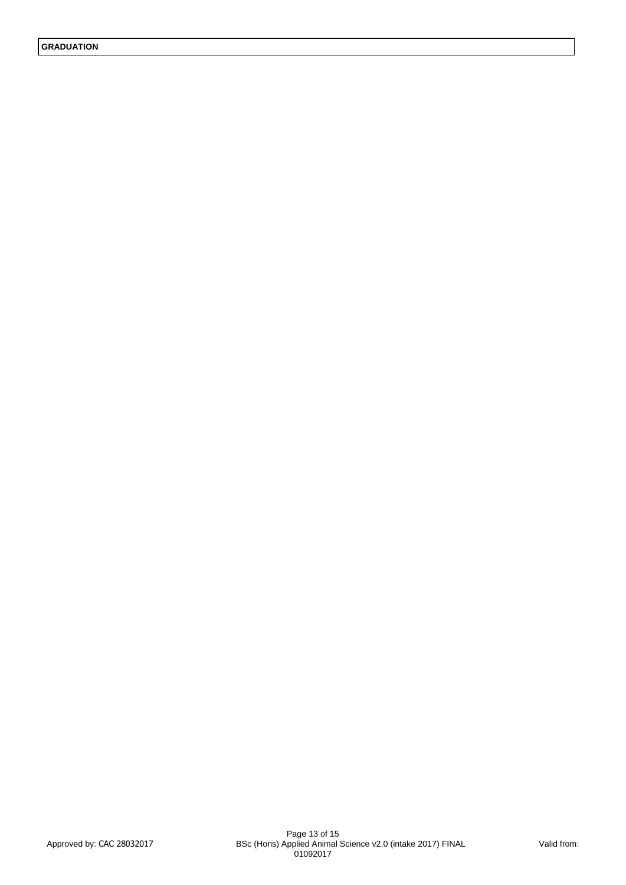| GRADUATION |
|---|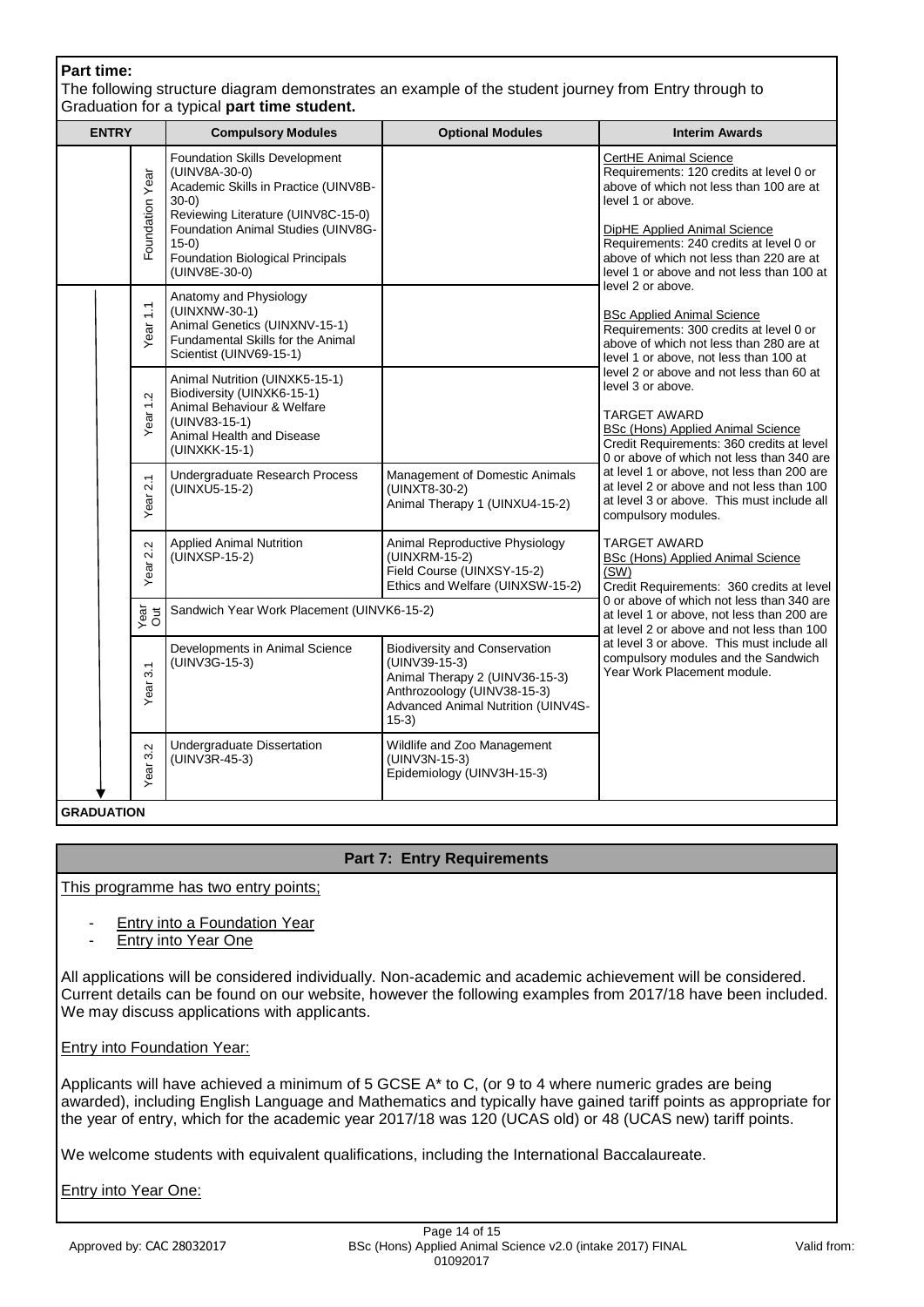**Part time:**

The following structure diagram demonstrates an example of the student journey from Entry through to Graduation for a typical **part time student.**

| ENTRY | | Compulsory Modules | Optional Modules | Interim Awards |
|---|---|---|---|---|
| | Foundation Year | Foundation Skills Development (UINV8A-30-0)<br>Academic Skills in Practice (UINV8B-30-0)<br>Reviewing Literature (UINV8C-15-0)<br>Foundation Animal Studies (UINV8G-15-0)<br>Foundation Biological Principals (UINV8E-30-0) | | CertHE Animal Science<br>Requirements: 120 credits at level 0 or above of which not less than 100 are at level 1 or above.<br><br>DipHE Applied Animal Science<br>Requirements: 240 credits at level 0 or above of which not less than 220 are at level 1 or above and not less than 100 at level 2 or above.<br><br>BSc Applied Animal Science<br>Requirements: 300 credits at level 0 or above of which not less than 280 are at level 1 or above, not less than 100 at level 2 or above and not less than 60 at level 3 or above.<br><br>TARGET AWARD<br>BSc (Hons) Applied Animal Science<br>Credit Requirements: 360 credits at level 0 or above of which not less than 340 are at level 1 or above, not less than 200 are at level 2 or above and not less than 100 at level 3 or above. This must include all compulsory modules.<br><br>TARGET AWARD<br>BSc (Hons) Applied Animal Science (SW)<br>Credit Requirements: 360 credits at level 0 or above of which not less than 340 are at level 1 or above, not less than 200 are at level 2 or above and not less than 100 at level 3 or above. This must include all compulsory modules and the Sandwich Year Work Placement module. |
| | Year 1.1 | Anatomy and Physiology (UINXNW-30-1)<br>Animal Genetics (UINXNV-15-1)<br>Fundamental Skills for the Animal Scientist (UINV69-15-1) | | |
| | Year 1.2 | Animal Nutrition (UINXK5-15-1)<br>Biodiversity (UINXK6-15-1)<br>Animal Behaviour & Welfare (UINV83-15-1)<br>Animal Health and Disease (UINXKK-15-1) | | |
| | Year 2.1 | Undergraduate Research Process (UINXU5-15-2) | Management of Domestic Animals (UINXT8-30-2)<br>Animal Therapy 1 (UINXU4-15-2) | |
| | Year 2.2 | Applied Animal Nutrition (UINXSP-15-2) | Animal Reproductive Physiology (UINXRM-15-2)<br>Field Course (UINXSY-15-2)<br>Ethics and Welfare (UINXSW-15-2) | |
| | Year Out | Sandwich Year Work Placement (UINVK6-15-2) | | |
| | Year 3.1 | Developments in Animal Science (UINV3G-15-3) | Biodiversity and Conservation (UINV39-15-3)<br>Animal Therapy 2 (UINV36-15-3)<br>Anthrozoology (UINV38-15-3)<br>Advanced Animal Nutrition (UINV4S-15-3) | |
| | Year 3.2 | Undergraduate Dissertation (UINV3R-45-3) | Wildlife and Zoo Management (UINV3N-15-3)<br>Epidemiology (UINV3H-15-3) | |
| **GRADUATION** | | | | |

## Part 7: Entry Requirements

This programme has two entry points;

- Entry into a Foundation Year
- Entry into Year One

All applications will be considered individually. Non-academic and academic achievement will be considered. Current details can be found on our website, however the following examples from 2017/18 have been included. We may discuss applications with applicants.

Entry into Foundation Year:

Applicants will have achieved a minimum of 5 GCSE A* to C, (or 9 to 4 where numeric grades are being awarded), including English Language and Mathematics and typically have gained tariff points as appropriate for the year of entry, which for the academic year 2017/18 was 120 (UCAS old) or 48 (UCAS new) tariff points.

We welcome students with equivalent qualifications, including the International Baccalaureate.

Entry into Year One: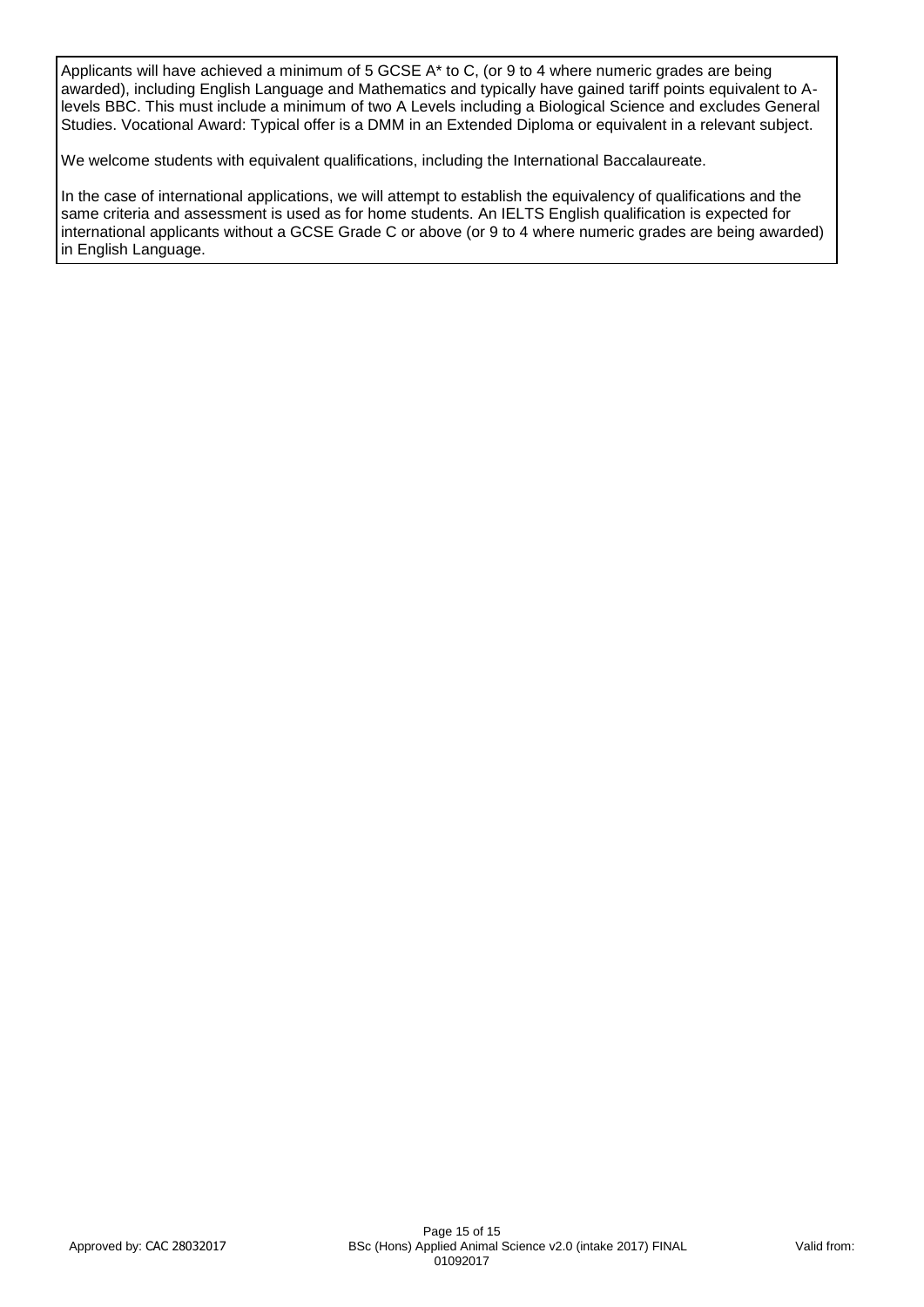Applicants will have achieved a minimum of 5 GCSE A* to C, (or 9 to 4 where numeric grades are being awarded), including English Language and Mathematics and typically have gained tariff points equivalent to A-levels BBC. This must include a minimum of two A Levels including a Biological Science and excludes General Studies. Vocational Award: Typical offer is a DMM in an Extended Diploma or equivalent in a relevant subject.

We welcome students with equivalent qualifications, including the International Baccalaureate.

In the case of international applications, we will attempt to establish the equivalency of qualifications and the same criteria and assessment is used as for home students. An IELTS English qualification is expected for international applicants without a GCSE Grade C or above (or 9 to 4 where numeric grades are being awarded) in English Language.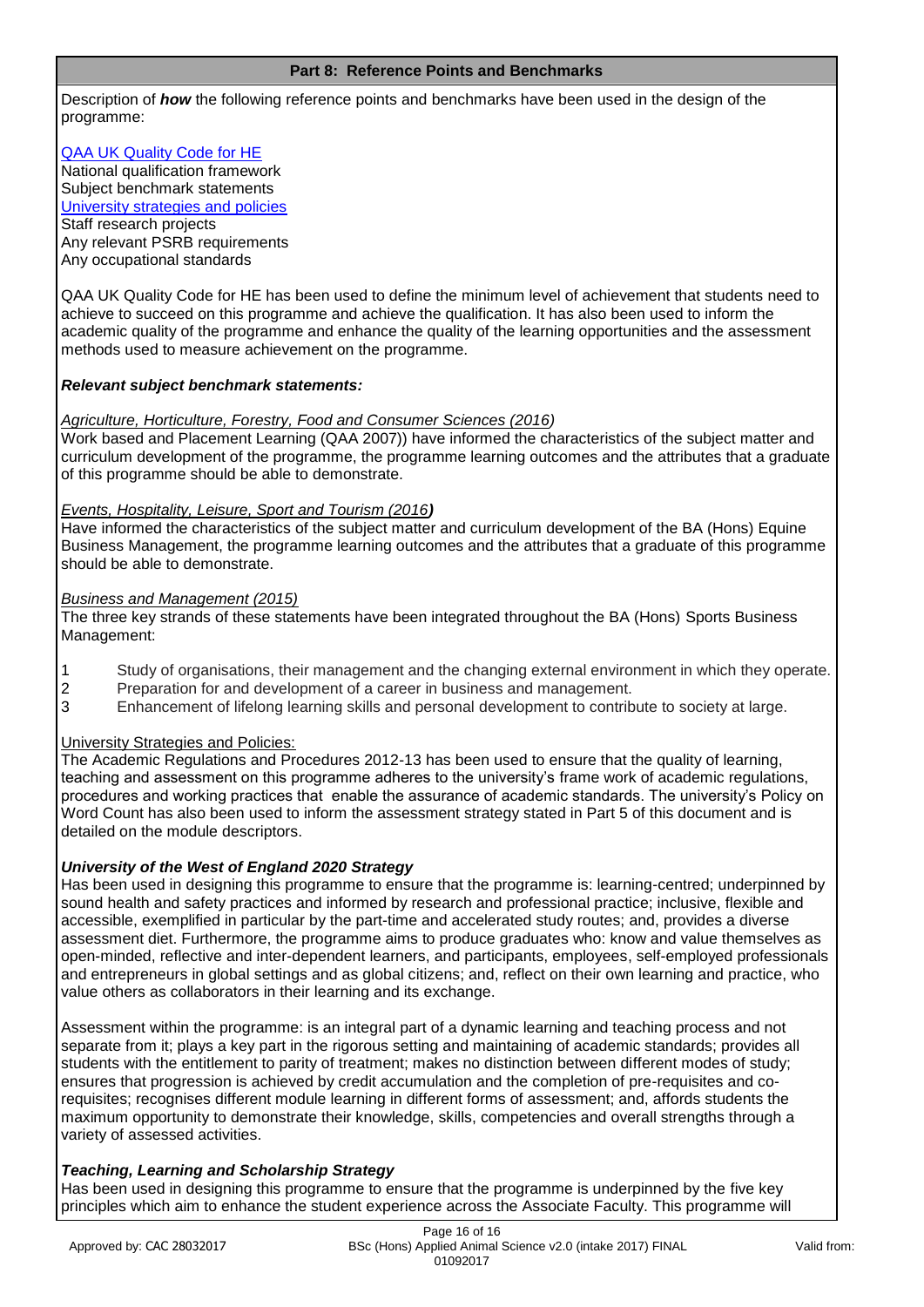## Part 8: Reference Points and Benchmarks

Description of ***how*** the following reference points and benchmarks have been used in the design of the programme:

QAA UK Quality Code for HE
National qualification framework
Subject benchmark statements
University strategies and policies
Staff research projects
Any relevant PSRB requirements
Any occupational standards

QAA UK Quality Code for HE has been used to define the minimum level of achievement that students need to achieve to succeed on this programme and achieve the qualification. It has also been used to inform the academic quality of the programme and enhance the quality of the learning opportunities and the assessment methods used to measure achievement on the programme.

***Relevant subject benchmark statements:***

*Agriculture, Horticulture, Forestry, Food and Consumer Sciences (2016)*
Work based and Placement Learning (QAA 2007)) have informed the characteristics of the subject matter and curriculum development of the programme, the programme learning outcomes and the attributes that a graduate of this programme should be able to demonstrate.

*Events, Hospitality, Leisure, Sport and Tourism (2016**)***
Have informed the characteristics of the subject matter and curriculum development of the BA (Hons) Equine Business Management, the programme learning outcomes and the attributes that a graduate of this programme should be able to demonstrate.

*Business and Management (2015)*
The three key strands of these statements have been integrated throughout the BA (Hons) Sports Business Management:

1. Study of organisations, their management and the changing external environment in which they operate.
2. Preparation for and development of a career in business and management.
3. Enhancement of lifelong learning skills and personal development to contribute to society at large.

University Strategies and Policies:
The Academic Regulations and Procedures 2012-13 has been used to ensure that the quality of learning, teaching and assessment on this programme adheres to the university's frame work of academic regulations, procedures and working practices that enable the assurance of academic standards. The university's Policy on Word Count has also been used to inform the assessment strategy stated in Part 5 of this document and is detailed on the module descriptors.

***University of the West of England 2020 Strategy***
Has been used in designing this programme to ensure that the programme is: learning-centred; underpinned by sound health and safety practices and informed by research and professional practice; inclusive, flexible and accessible, exemplified in particular by the part-time and accelerated study routes; and, provides a diverse assessment diet. Furthermore, the programme aims to produce graduates who: know and value themselves as open-minded, reflective and inter-dependent learners, and participants, employees, self-employed professionals and entrepreneurs in global settings and as global citizens; and, reflect on their own learning and practice, who value others as collaborators in their learning and its exchange.

Assessment within the programme: is an integral part of a dynamic learning and teaching process and not separate from it; plays a key part in the rigorous setting and maintaining of academic standards; provides all students with the entitlement to parity of treatment; makes no distinction between different modes of study; ensures that progression is achieved by credit accumulation and the completion of pre-requisites and co-requisites; recognises different module learning in different forms of assessment; and, affords students the maximum opportunity to demonstrate their knowledge, skills, competencies and overall strengths through a variety of assessed activities.

***Teaching, Learning and Scholarship Strategy***
Has been used in designing this programme to ensure that the programme is underpinned by the five key principles which aim to enhance the student experience across the Associate Faculty. This programme will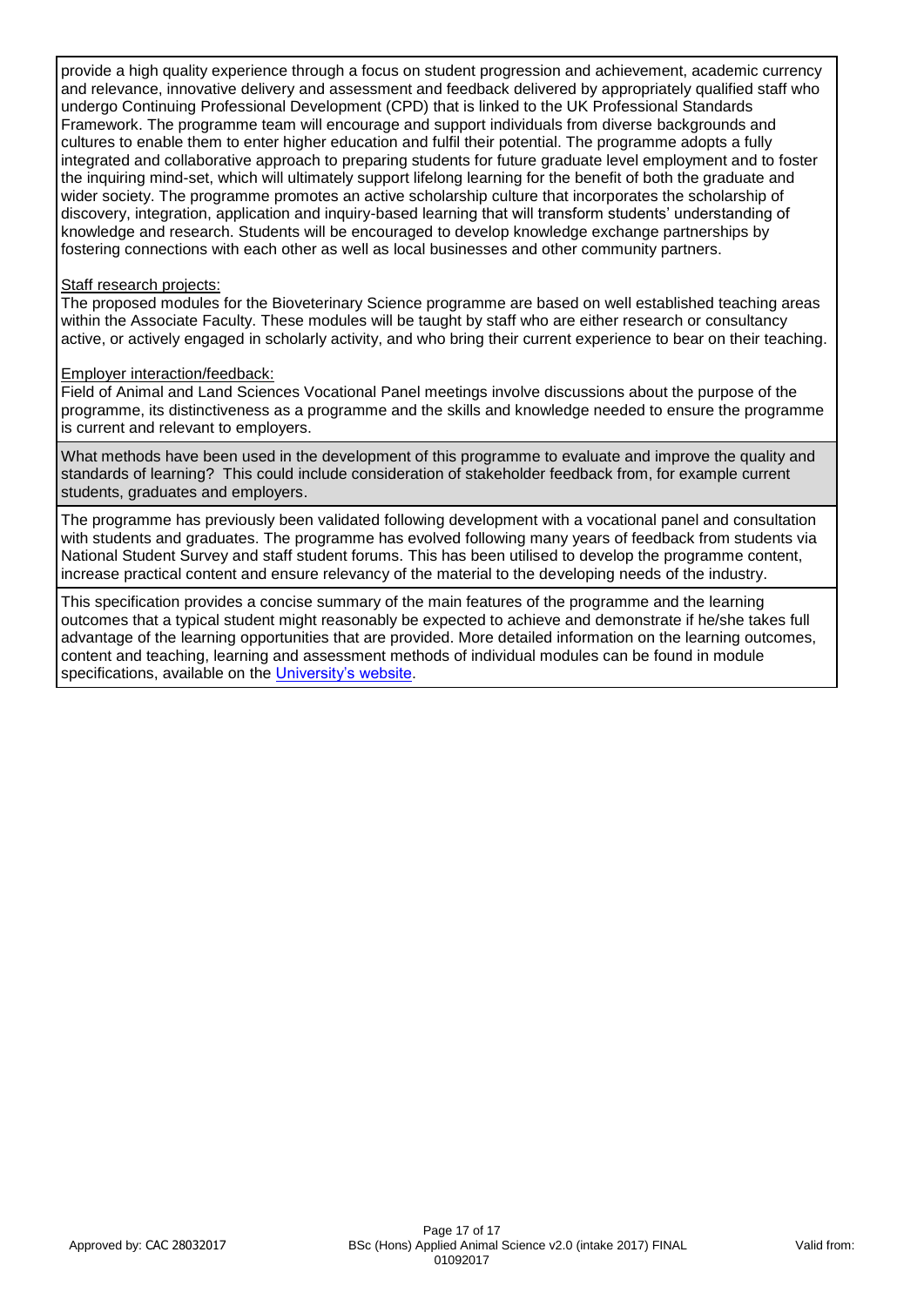provide a high quality experience through a focus on student progression and achievement, academic currency and relevance, innovative delivery and assessment and feedback delivered by appropriately qualified staff who undergo Continuing Professional Development (CPD) that is linked to the UK Professional Standards Framework. The programme team will encourage and support individuals from diverse backgrounds and cultures to enable them to enter higher education and fulfil their potential. The programme adopts a fully integrated and collaborative approach to preparing students for future graduate level employment and to foster the inquiring mind-set, which will ultimately support lifelong learning for the benefit of both the graduate and wider society. The programme promotes an active scholarship culture that incorporates the scholarship of discovery, integration, application and inquiry-based learning that will transform students' understanding of knowledge and research. Students will be encouraged to develop knowledge exchange partnerships by fostering connections with each other as well as local businesses and other community partners.

Staff research projects:

The proposed modules for the Bioveterinary Science programme are based on well established teaching areas within the Associate Faculty. These modules will be taught by staff who are either research or consultancy active, or actively engaged in scholarly activity, and who bring their current experience to bear on their teaching.

Employer interaction/feedback:

Field of Animal and Land Sciences Vocational Panel meetings involve discussions about the purpose of the programme, its distinctiveness as a programme and the skills and knowledge needed to ensure the programme is current and relevant to employers.

**What methods have been used in the development of this programme to evaluate and improve the quality and standards of learning? This could include consideration of stakeholder feedback from, for example current students, graduates and employers.**

The programme has previously been validated following development with a vocational panel and consultation with students and graduates. The programme has evolved following many years of feedback from students via National Student Survey and staff student forums. This has been utilised to develop the programme content, increase practical content and ensure relevancy of the material to the developing needs of the industry.

This specification provides a concise summary of the main features of the programme and the learning outcomes that a typical student might reasonably be expected to achieve and demonstrate if he/she takes full advantage of the learning opportunities that are provided. More detailed information on the learning outcomes, content and teaching, learning and assessment methods of individual modules can be found in module specifications, available on the University's website.